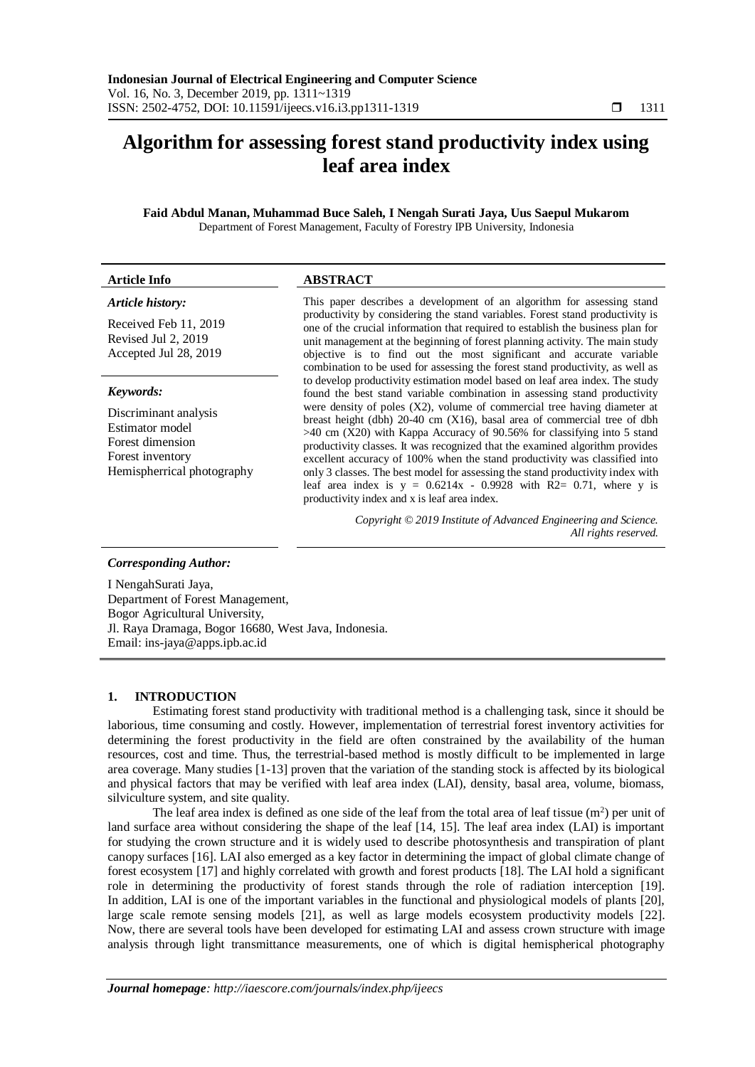# Algorithm for assessing forest stand productivity index using leaf area index

**Faid Abdul Manan, Muhammad Buce Saleh, I Nengah Surati Jaya, Uus Saepul Mukarom**

Department of Forest Management, Faculty of Forestry IPB University, Indonesia

---

**Article Info**

*Article history:*

Received Feb 11, 2019
Revised Jul 2, 2019
Accepted Jul 28, 2019

*Keywords:*

Discriminant analysis
Estimator model
Forest dimension
Forest inventory
Hemispherrical photography

**ABSTRACT**

This paper describes a development of an algorithm for assessing stand productivity by considering the stand variables. Forest stand productivity is one of the crucial information that required to establish the business plan for unit management at the beginning of forest planning activity. The main study objective is to find out the most significant and accurate variable combination to be used for assessing the forest stand productivity, as well as to develop productivity estimation model based on leaf area index. The study found the best stand variable combination in assessing stand productivity were density of poles (X2), volume of commercial tree having diameter at breast height (dbh) 20-40 cm (X16), basal area of commercial tree of dbh >40 cm (X20) with Kappa Accuracy of 90.56% for classifying into 5 stand productivity classes. It was recognized that the examined algorithm provides excellent accuracy of 100% when the stand productivity was classified into only 3 classes. The best model for assessing the stand productivity index with leaf area index is y = 0.6214x - 0.9928 with R2= 0.71, where y is productivity index and x is leaf area index.

*Copyright © 2019 Institute of Advanced Engineering and Science. All rights reserved.*

---

*Corresponding Author:*

I NengahSurati Jaya,
Department of Forest Management,
Bogor Agricultural University,
Jl. Raya Dramaga, Bogor 16680, West Java, Indonesia.
Email: ins-jaya@apps.ipb.ac.id

## 1. INTRODUCTION

Estimating forest stand productivity with traditional method is a challenging task, since it should be laborious, time consuming and costly. However, implementation of terrestrial forest inventory activities for determining the forest productivity in the field are often constrained by the availability of the human resources, cost and time. Thus, the terrestrial-based method is mostly difficult to be implemented in large area coverage. Many studies [1-13] proven that the variation of the standing stock is affected by its biological and physical factors that may be verified with leaf area index (LAI), density, basal area, volume, biomass, silviculture system, and site quality.

The leaf area index is defined as one side of the leaf from the total area of leaf tissue ($m^2$) per unit of land surface area without considering the shape of the leaf [14, 15]. The leaf area index (LAI) is important for studying the crown structure and it is widely used to describe photosynthesis and transpiration of plant canopy surfaces [16]. LAI also emerged as a key factor in determining the impact of global climate change of forest ecosystem [17] and highly correlated with growth and forest products [18]. The LAI hold a significant role in determining the productivity of forest stands through the role of radiation interception [19]. In addition, LAI is one of the important variables in the functional and physiological models of plants [20], large scale remote sensing models [21], as well as large models ecosystem productivity models [22]. Now, there are several tools have been developed for estimating LAI and assess crown structure with image analysis through light transmittance measurements, one of which is digital hemispherical photography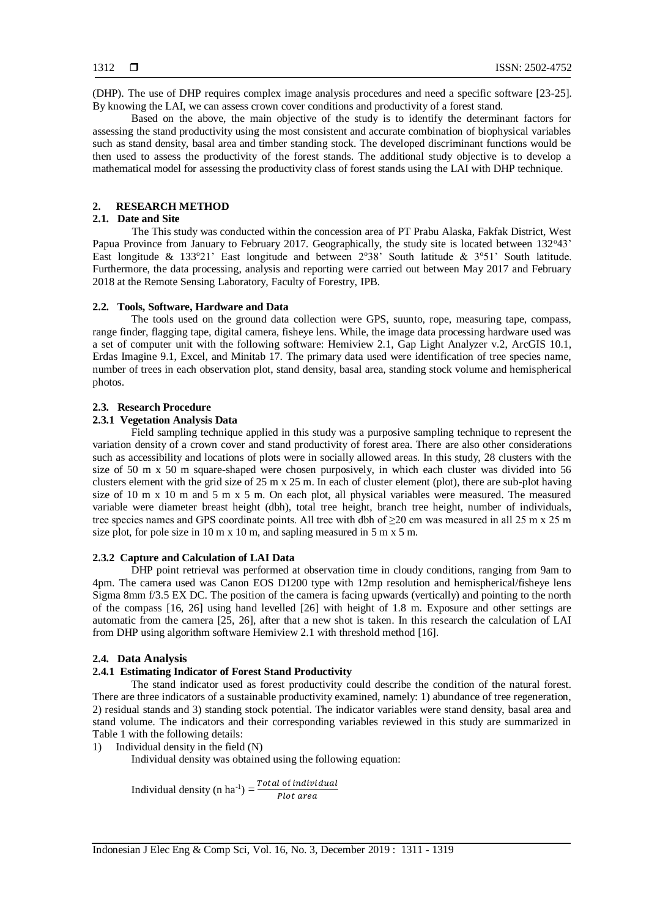(DHP). The use of DHP requires complex image analysis procedures and need a specific software [23-25]. By knowing the LAI, we can assess crown cover conditions and productivity of a forest stand.

Based on the above, the main objective of the study is to identify the determinant factors for assessing the stand productivity using the most consistent and accurate combination of biophysical variables such as stand density, basal area and timber standing stock. The developed discriminant functions would be then used to assess the productivity of the forest stands. The additional study objective is to develop a mathematical model for assessing the productivity class of forest stands using the LAI with DHP technique.

## 2. RESEARCH METHOD

### 2.1. Date and Site

The This study was conducted within the concession area of PT Prabu Alaska, Fakfak District, West Papua Province from January to February 2017. Geographically, the study site is located between 132°43' East longitude & 133°21' East longitude and between 2°38' South latitude & 3°51' South latitude. Furthermore, the data processing, analysis and reporting were carried out between May 2017 and February 2018 at the Remote Sensing Laboratory, Faculty of Forestry, IPB.

### 2.2. Tools, Software, Hardware and Data

The tools used on the ground data collection were GPS, suunto, rope, measuring tape, compass, range finder, flagging tape, digital camera, fisheye lens. While, the image data processing hardware used was a set of computer unit with the following software: Hemiview 2.1, Gap Light Analyzer v.2, ArcGIS 10.1, Erdas Imagine 9.1, Excel, and Minitab 17. The primary data used were identification of tree species name, number of trees in each observation plot, stand density, basal area, standing stock volume and hemispherical photos.

### 2.3. Research Procedure

#### 2.3.1 Vegetation Analysis Data

Field sampling technique applied in this study was a purposive sampling technique to represent the variation density of a crown cover and stand productivity of forest area. There are also other considerations such as accessibility and locations of plots were in socially allowed areas. In this study, 28 clusters with the size of 50 m x 50 m square-shaped were chosen purposively, in which each cluster was divided into 56 clusters element with the grid size of 25 m x 25 m. In each of cluster element (plot), there are sub-plot having size of 10 m x 10 m and 5 m x 5 m. On each plot, all physical variables were measured. The measured variable were diameter breast height (dbh), total tree height, branch tree height, number of individuals, tree species names and GPS coordinate points. All tree with dbh of ≥20 cm was measured in all 25 m x 25 m size plot, for pole size in 10 m x 10 m, and sapling measured in 5 m x 5 m.

#### 2.3.2 Capture and Calculation of LAI Data

DHP point retrieval was performed at observation time in cloudy conditions, ranging from 9am to 4pm. The camera used was Canon EOS D1200 type with 12mp resolution and hemispherical/fisheye lens Sigma 8mm f/3.5 EX DC. The position of the camera is facing upwards (vertically) and pointing to the north of the compass [16, 26] using hand levelled [26] with height of 1.8 m. Exposure and other settings are automatic from the camera [25, 26], after that a new shot is taken. In this research the calculation of LAI from DHP using algorithm software Hemiview 2.1 with threshold method [16].

### 2.4. Data Analysis

#### 2.4.1 Estimating Indicator of Forest Stand Productivity

The stand indicator used as forest productivity could describe the condition of the natural forest. There are three indicators of a sustainable productivity examined, namely: 1) abundance of tree regeneration, 2) residual stands and 3) standing stock potential. The indicator variables were stand density, basal area and stand volume. The indicators and their corresponding variables reviewed in this study are summarized in Table 1 with the following details:

1) Individual density in the field (N)

Individual density was obtained using the following equation:

$$\text{Individual density (n ha}^{-1}\text{)} = \frac{Total \text{ of } individual}{Plot\ area}$$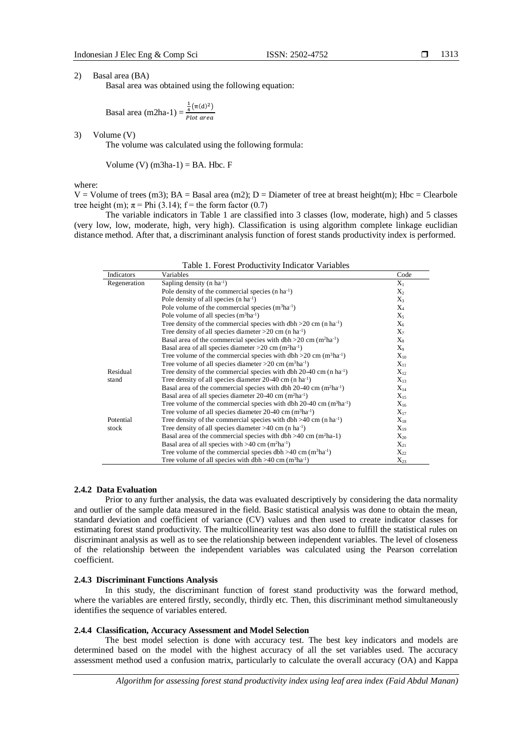2) Basal area (BA)

Basal area was obtained using the following equation:

$$\text{Basal area (m2ha-1)} = \frac{\frac{1}{4}(\pi(d)^2)}{Plot\ area}$$

3) Volume (V)

The volume was calculated using the following formula:

Volume (V) (m3ha-1) = BA. Hbc. F

where:

V = Volume of trees (m3); BA = Basal area (m2); D = Diameter of tree at breast height(m); Hbc = Clearbole tree height (m); $\pi$ = Phi (3.14); f = the form factor (0.7)

The variable indicators in Table 1 are classified into 3 classes (low, moderate, high) and 5 classes (very low, low, moderate, high, very high). Classification is using algorithm complete linkage euclidian distance method. After that, a discriminant analysis function of forest stands productivity index is performed.

Table 1. Forest Productivity Indicator Variables

| Indicators | Variables | Code |
|---|---|---|
| Regeneration | Sapling density (n $ha^{-1}$) | $X_1$ |
| | Pole density of the commercial species (n $ha^{-1}$) | $X_2$ |
| | Pole density of all species (n $ha^{-1}$) | $X_3$ |
| | Pole volume of the commercial species ($m^3ha^{-1}$) | $X_4$ |
| | Pole volume of all species ($m^3ha^{-1}$) | $X_5$ |
| | Tree density of the commercial species with dbh >20 cm (n $ha^{-1}$) | $X_6$ |
| | Tree density of all species diameter >20 cm (n $ha^{-1}$) | $X_7$ |
| | Basal area of the commercial species with dbh >20 cm ($m^2ha^{-1}$) | $X_8$ |
| | Basal area of all species diameter >20 cm ($m^2ha^{-1}$) | $X_9$ |
| | Tree volume of the commercial species with dbh >20 cm ($m^3ha^{-1}$) | $X_{10}$ |
| | Tree volume of all species diameter >20 cm ($m^3ha^{-1}$) | $X_{11}$ |
| Residual stand | Tree density of the commercial species with dbh 20-40 cm (n $ha^{-1}$) | $X_{12}$ |
| | Tree density of all species diameter 20-40 cm (n $ha^{-1}$) | $X_{13}$ |
| | Basal area of the commercial species with dbh 20-40 cm ($m^2ha^{-1}$) | $X_{14}$ |
| | Basal area of all species diameter 20-40 cm ($m^2ha^{-1}$) | $X_{15}$ |
| | Tree volume of the commercial species with dbh 20-40 cm ($m^3ha^{-1}$) | $X_{16}$ |
| | Tree volume of all species diameter 20-40 cm ($m^3ha^{-1}$) | $X_{17}$ |
| Potential stock | Tree density of the commercial species with dbh >40 cm (n $ha^{-1}$) | $X_{18}$ |
| | Tree density of all species diameter >40 cm (n $ha^{-1}$) | $X_{19}$ |
| | Basal area of the commercial species with dbh >40 cm ($m^2$ha-1) | $X_{20}$ |
| | Basal area of all species with >40 cm ($m^2ha^{-1}$) | $X_{21}$ |
| | Tree volume of the commercial species dbh >40 cm ($m^3ha^{-1}$) | $X_{22}$ |
| | Tree volume of all species with dbh >40 cm ($m^3ha^{-1}$) | $X_{23}$ |

### 2.4.2 Data Evaluation

Prior to any further analysis, the data was evaluated descriptively by considering the data normality and outlier of the sample data measured in the field. Basic statistical analysis was done to obtain the mean, standard deviation and coefficient of variance (CV) values and then used to create indicator classes for estimating forest stand productivity. The multicollinearity test was also done to fulfill the statistical rules on discriminant analysis as well as to see the relationship between independent variables. The level of closeness of the relationship between the independent variables was calculated using the Pearson correlation coefficient.

### 2.4.3 Discriminant Functions Analysis

In this study, the discriminant function of forest stand productivity was the forward method, where the variables are entered firstly, secondly, thirdly etc. Then, this discriminant method simultaneously identifies the sequence of variables entered.

### 2.4.4 Classification, Accuracy Assessment and Model Selection

The best model selection is done with accuracy test. The best key indicators and models are determined based on the model with the highest accuracy of all the set variables used. The accuracy assessment method used a confusion matrix, particularly to calculate the overall accuracy (OA) and Kappa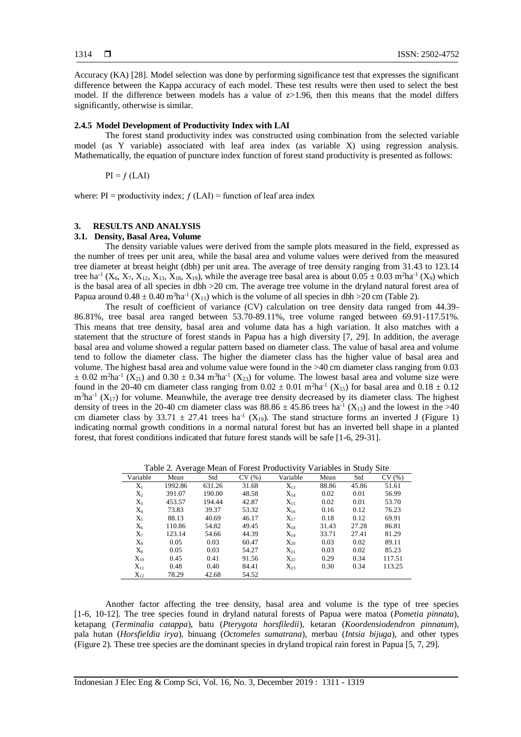Accuracy (KA) [28]. Model selection was done by performing significance test that expresses the significant difference between the Kappa accuracy of each model. These test results were then used to select the best model. If the difference between models has a value of z>1.96, then this means that the model differs significantly, otherwise is similar.

### 2.4.5 Model Development of Productivity Index with LAI

The forest stand productivity index was constructed using combination from the selected variable model (as Y variable) associated with leaf area index (as variable X) using regression analysis. Mathematically, the equation of puncture index function of forest stand productivity is presented as follows:

$$PI = f\,(LAI)$$

where: PI = productivity index; $f$ (LAI) = function of leaf area index

## 3. RESULTS AND ANALYSIS

### 3.1. Density, Basal Area, Volume

The density variable values were derived from the sample plots measured in the field, expressed as the number of trees per unit area, while the basal area and volume values were derived from the measured tree diameter at breast height (dbh) per unit area. The average of tree density ranging from 31.43 to 123.14 tree ha$^{-1}$ ($X_6$, $X_7$, $X_{12}$, $X_{13}$, $X_{18}$, $X_{19}$), while the average tree basal area is about $0.05 \pm 0.03$ m$^2$ha$^{-1}$ ($X_9$) which is the basal area of all species in dbh >20 cm. The average tree volume in the dryland natural forest area of Papua around $0.48 \pm 0.40$ m$^3$ha$^{-1}$ ($X_{11}$) which is the volume of all species in dbh >20 cm (Table 2).

The result of coefficient of variance (CV) calculation on tree density data ranged from 44.39-86.81%, tree basal area ranged between 53.70-89.11%, tree volume ranged between 69.91-117.51%. This means that tree density, basal area and volume data has a high variation. It also matches with a statement that the structure of forest stands in Papua has a high diversity [7, 29]. In addition, the average basal area and volume showed a regular pattern based on diameter class. The value of basal area and volume tend to follow the diameter class. The higher the diameter class has the higher value of basal area and volume. The highest basal area and volume value were found in the >40 cm diameter class ranging from 0.03 $\pm$ 0.02 m$^2$ha$^{-1}$ ($X_{21}$) and $0.30 \pm 0.34$ m$^3$ha$^{-1}$ ($X_{23}$) for volume. The lowest basal area and volume size were found in the 20-40 cm diameter class ranging from $0.02 \pm 0.01$ m$^2$ha$^{-1}$ ($X_{15}$) for basal area and $0.18 \pm 0.12$ m$^3$ha$^{-1}$ ($X_{17}$) for volume. Meanwhile, the average tree density decreased by its diameter class. The highest density of trees in the 20-40 cm diameter class was $88.86 \pm 45.86$ trees ha$^{-1}$ ($X_{13}$) and the lowest in the >40 cm diameter class by $33.71 \pm 27.41$ trees ha$^{-1}$ ($X_{19}$). The stand structure forms an inverted J (Figure 1) indicating normal growth conditions in a normal natural forest but has an inverted bell shape in a planted forest, that forest conditions indicated that future forest stands will be safe [1-6, 29-31].

Table 2. Average Mean of Forest Productivity Variables in Study Site

| Variable | Mean | Std | CV (%) | Variable | Mean | Std | CV (%) |
|---|---|---|---|---|---|---|---|
| $X_1$ | 1992.86 | 631.26 | 31.68 | $X_{13}$ | 88.86 | 45.86 | 51.61 |
| $X_2$ | 391.07 | 190.00 | 48.58 | $X_{14}$ | 0.02 | 0.01 | 56.99 |
| $X_3$ | 453.57 | 194.44 | 42.87 | $X_{15}$ | 0.02 | 0.01 | 53.70 |
| $X_4$ | 73.83 | 39.37 | 53.32 | $X_{16}$ | 0.16 | 0.12 | 76.23 |
| $X_5$ | 88.13 | 40.69 | 46.17 | $X_{17}$ | 0.18 | 0.12 | 69.91 |
| $X_6$ | 110.86 | 54.82 | 49.45 | $X_{18}$ | 31.43 | 27.28 | 86.81 |
| $X_7$ | 123.14 | 54.66 | 44.39 | $X_{19}$ | 33.71 | 27.41 | 81.29 |
| $X_8$ | 0.05 | 0.03 | 60.47 | $X_{20}$ | 0.03 | 0.02 | 89.11 |
| $X_9$ | 0.05 | 0.03 | 54.27 | $X_{21}$ | 0.03 | 0.02 | 85.23 |
| $X_{10}$ | 0.45 | 0.41 | 91.56 | $X_{22}$ | 0.29 | 0.34 | 117.51 |
| $X_{11}$ | 0.48 | 0.40 | 84.41 | $X_{23}$ | 0.30 | 0.34 | 113.25 |
| $X_{12}$ | 78.29 | 42.68 | 54.52 | | | | |

Another factor affecting the tree density, basal area and volume is the type of tree species [1-6, 10-12]. The tree species found in dryland natural forests of Papua were matoa (*Pometia pinnata*), ketapang (*Terminalia catappa*), batu (*Pterygota horsfiledii*), ketaran (*Koordensiodendron pinnatum*), pala hutan (*Horsfieldia irya*), binuang (*Octomeles sumatrana*), merbau (*Intsia bijuga*), and other types (Figure 2). These tree species are the dominant species in dryland tropical rain forest in Papua [5, 7, 29].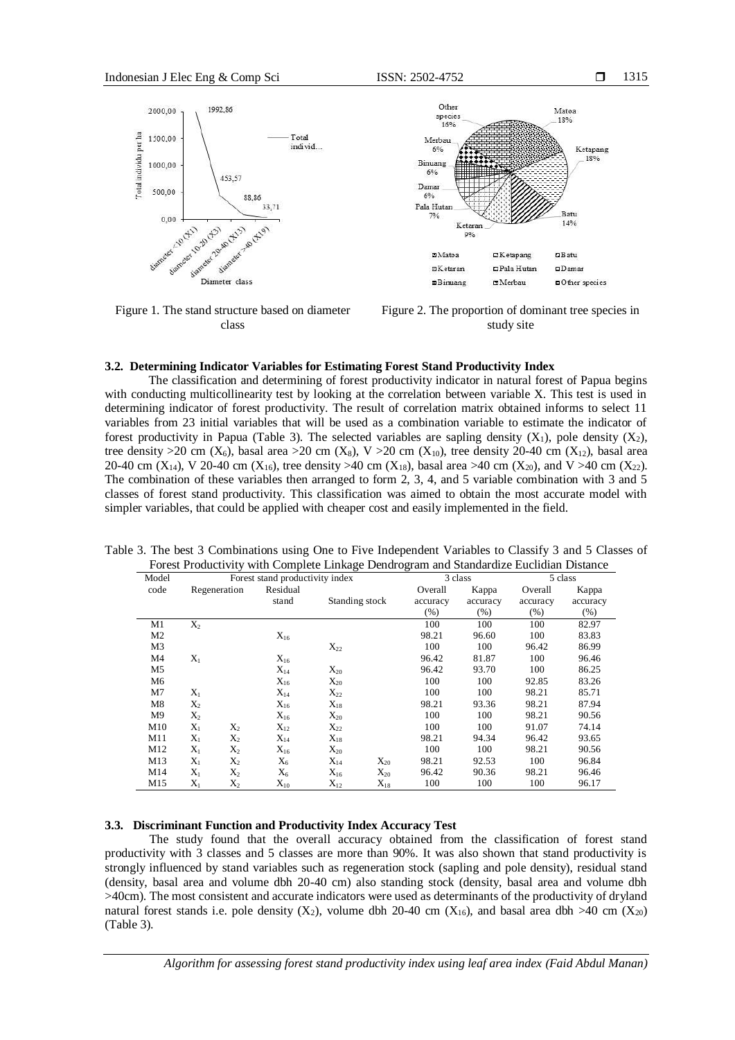Figure 1. The stand structure based on diameter class

Figure 2. The proportion of dominant tree species in study site

### 3.2. Determining Indicator Variables for Estimating Forest Stand Productivity Index

The classification and determining of forest productivity indicator in natural forest of Papua begins with conducting multicollinearity test by looking at the correlation between variable X. This test is used in determining indicator of forest productivity. The result of correlation matrix obtained informs to select 11 variables from 23 initial variables that will be used as a combination variable to estimate the indicator of forest productivity in Papua (Table 3). The selected variables are sapling density ($X_1$), pole density ($X_2$), tree density >20 cm ($X_6$), basal area >20 cm ($X_8$), V >20 cm ($X_{10}$), tree density 20-40 cm ($X_{12}$), basal area 20-40 cm ($X_{14}$), V 20-40 cm ($X_{16}$), tree density >40 cm ($X_{18}$), basal area >40 cm ($X_{20}$), and V >40 cm ($X_{22}$). The combination of these variables then arranged to form 2, 3, 4, and 5 variable combination with 3 and 5 classes of forest stand productivity. This classification was aimed to obtain the most accurate model with simpler variables, that could be applied with cheaper cost and easily implemented in the field.

Table 3. The best 3 Combinations using One to Five Independent Variables to Classify 3 and 5 Classes of Forest Productivity with Complete Linkage Dendrogram and Standardize Euclidian Distance

| Model code | Forest stand productivity index | | | | | 3 class | | 5 class | |
|---|---|---|---|---|---|---|---|---|---|
| | Regeneration | | Residual stand | Standing stock | | Overall accuracy (%) | Kappa accuracy (%) | Overall accuracy (%) | Kappa accuracy (%) |
| M1 | $X_2$ | | | | | 100 | 100 | 100 | 82.97 |
| M2 | | | $X_{16}$ | | | 98.21 | 96.60 | 100 | 83.83 |
| M3 | | | | $X_{22}$ | | 100 | 100 | 96.42 | 86.99 |
| M4 | $X_1$ | | $X_{16}$ | | | 96.42 | 81.87 | 100 | 96.46 |
| M5 | | | $X_{14}$ | $X_{20}$ | | 96.42 | 93.70 | 100 | 86.25 |
| M6 | | | $X_{16}$ | $X_{20}$ | | 100 | 100 | 92.85 | 83.26 |
| M7 | $X_1$ | | $X_{14}$ | $X_{22}$ | | 100 | 100 | 98.21 | 85.71 |
| M8 | $X_2$ | | $X_{16}$ | $X_{18}$ | | 98.21 | 93.36 | 98.21 | 87.94 |
| M9 | $X_2$ | | $X_{16}$ | $X_{20}$ | | 100 | 100 | 98.21 | 90.56 |
| M10 | $X_1$ | $X_2$ | $X_{12}$ | $X_{22}$ | | 100 | 100 | 91.07 | 74.14 |
| M11 | $X_1$ | $X_2$ | $X_{14}$ | $X_{18}$ | | 98.21 | 94.34 | 96.42 | 93.65 |
| M12 | $X_1$ | $X_2$ | $X_{16}$ | $X_{20}$ | | 100 | 100 | 98.21 | 90.56 |
| M13 | $X_1$ | $X_2$ | $X_6$ | $X_{14}$ | $X_{20}$ | 98.21 | 92.53 | 100 | 96.84 |
| M14 | $X_1$ | $X_2$ | $X_6$ | $X_{16}$ | $X_{20}$ | 96.42 | 90.36 | 98.21 | 96.46 |
| M15 | $X_1$ | $X_2$ | $X_{10}$ | $X_{12}$ | $X_{18}$ | 100 | 100 | 100 | 96.17 |

### 3.3. Discriminant Function and Productivity Index Accuracy Test

The study found that the overall accuracy obtained from the classification of forest stand productivity with 3 classes and 5 classes are more than 90%. It was also shown that stand productivity is strongly influenced by stand variables such as regeneration stock (sapling and pole density), residual stand (density, basal area and volume dbh 20-40 cm) also standing stock (density, basal area and volume dbh >40cm). The most consistent and accurate indicators were used as determinants of the productivity of dryland natural forest stands i.e. pole density ($X_2$), volume dbh 20-40 cm ($X_{16}$), and basal area dbh >40 cm ($X_{20}$) (Table 3).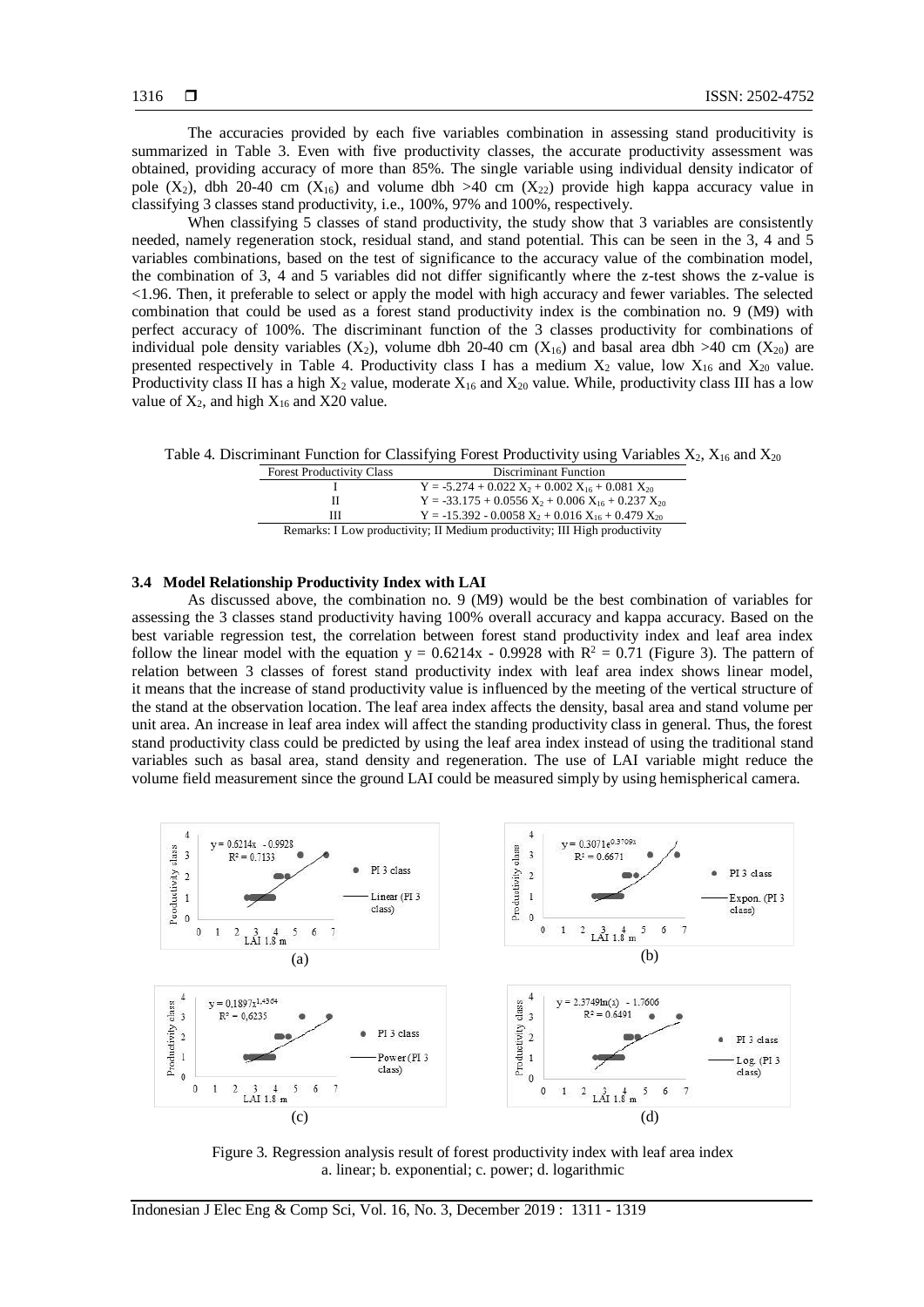The accuracies provided by each five variables combination in assessing stand producitivity is summarized in Table 3. Even with five productivity classes, the accurate productivity assessment was obtained, providing accuracy of more than 85%. The single variable using individual density indicator of pole ($X_2$), dbh 20-40 cm ($X_{16}$) and volume dbh >40 cm ($X_{22}$) provide high kappa accuracy value in classifying 3 classes stand productivity, i.e., 100%, 97% and 100%, respectively.

When classifying 5 classes of stand productivity, the study show that 3 variables are consistently needed, namely regeneration stock, residual stand, and stand potential. This can be seen in the 3, 4 and 5 variables combinations, based on the test of significance to the accuracy value of the combination model, the combination of 3, 4 and 5 variables did not differ significantly where the z-test shows the z-value is <1.96. Then, it preferable to select or apply the model with high accuracy and fewer variables. The selected combination that could be used as a forest stand productivity index is the combination no. 9 (M9) with perfect accuracy of 100%. The discriminant function of the 3 classes productivity for combinations of individual pole density variables ($X_2$), volume dbh 20-40 cm ($X_{16}$) and basal area dbh >40 cm ($X_{20}$) are presented respectively in Table 4. Productivity class I has a medium $X_2$ value, low $X_{16}$ and $X_{20}$ value. Productivity class II has a high $X_2$ value, moderate $X_{16}$ and $X_{20}$ value. While, productivity class III has a low value of $X_2$, and high $X_{16}$ and X20 value.

Table 4. Discriminant Function for Classifying Forest Productivity using Variables $X_2$, $X_{16}$ and $X_{20}$

| Forest Productivity Class | Discriminant Function |
|---|---|
| I | $Y = -5.274 + 0.022\ X_2 + 0.002\ X_{16} + 0.081\ X_{20}$ |
| II | $Y = -33.175 + 0.0556\ X_2 + 0.006\ X_{16} + 0.237\ X_{20}$ |
| III | $Y = -15.392 - 0.0058\ X_2 + 0.016\ X_{16} + 0.479\ X_{20}$ |

Remarks: I Low productivity; II Medium productivity; III High productivity

### 3.4 Model Relationship Productivity Index with LAI

As discussed above, the combination no. 9 (M9) would be the best combination of variables for assessing the 3 classes stand productivity having 100% overall accuracy and kappa accuracy. Based on the best variable regression test, the correlation between forest stand productivity index and leaf area index follow the linear model with the equation $y = 0.6214x - 0.9928$ with $R^2 = 0.71$ (Figure 3). The pattern of relation between 3 classes of forest stand productivity index with leaf area index shows linear model, it means that the increase of stand productivity value is influenced by the meeting of the vertical structure of the stand at the observation location. The leaf area index affects the density, basal area and stand volume per unit area. An increase in leaf area index will affect the standing productivity class in general. Thus, the forest stand productivity class could be predicted by using the leaf area index instead of using the traditional stand variables such as basal area, stand density and regeneration. The use of LAI variable might reduce the volume field measurement since the ground LAI could be measured simply by using hemispherical camera.

Figure 3. Regression analysis result of forest productivity index with leaf area index
a. linear; b. exponential; c. power; d. logarithmic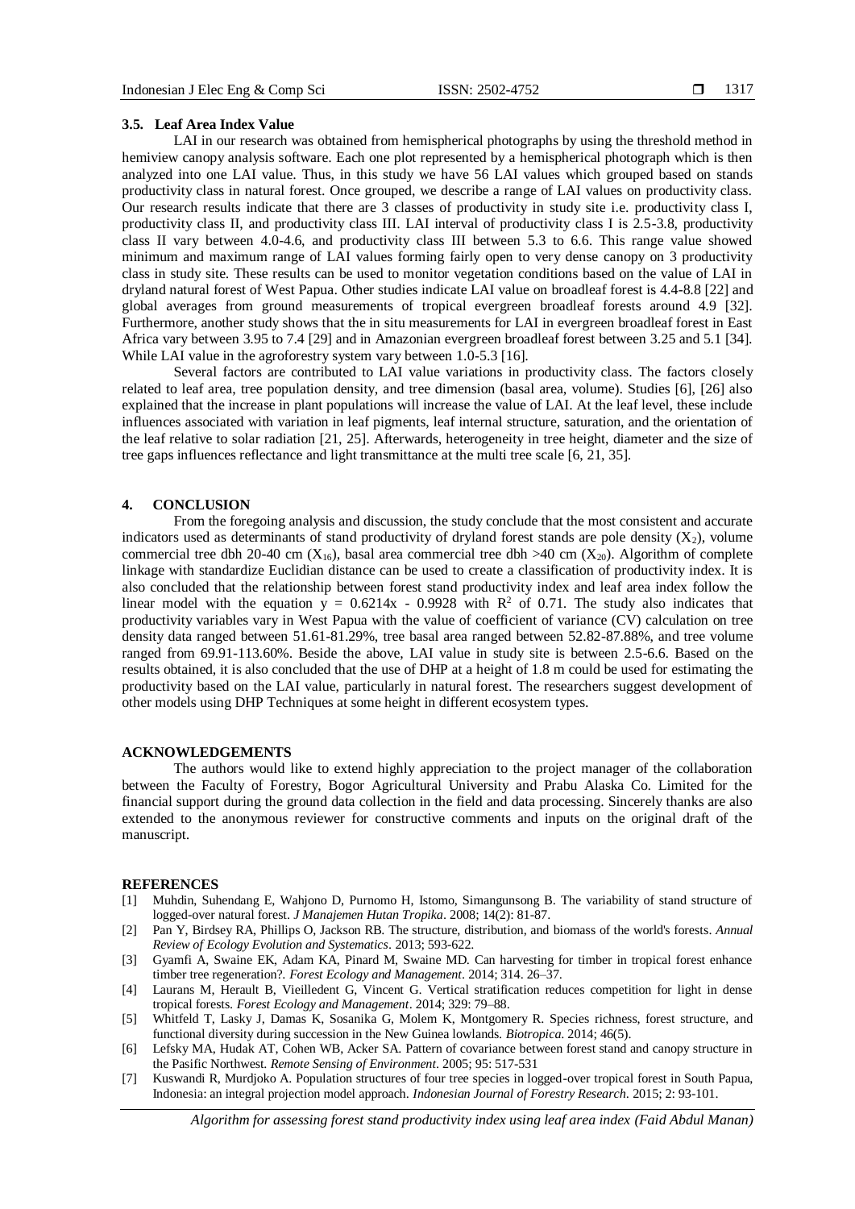### 3.5. Leaf Area Index Value

LAI in our research was obtained from hemispherical photographs by using the threshold method in hemiview canopy analysis software. Each one plot represented by a hemispherical photograph which is then analyzed into one LAI value. Thus, in this study we have 56 LAI values which grouped based on stands productivity class in natural forest. Once grouped, we describe a range of LAI values on productivity class. Our research results indicate that there are 3 classes of productivity in study site i.e. productivity class I, productivity class II, and productivity class III. LAI interval of productivity class I is 2.5-3.8, productivity class II vary between 4.0-4.6, and productivity class III between 5.3 to 6.6. This range value showed minimum and maximum range of LAI values forming fairly open to very dense canopy on 3 productivity class in study site. These results can be used to monitor vegetation conditions based on the value of LAI in dryland natural forest of West Papua. Other studies indicate LAI value on broadleaf forest is 4.4-8.8 [22] and global averages from ground measurements of tropical evergreen broadleaf forests around 4.9 [32]. Furthermore, another study shows that the in situ measurements for LAI in evergreen broadleaf forest in East Africa vary between 3.95 to 7.4 [29] and in Amazonian evergreen broadleaf forest between 3.25 and 5.1 [34]. While LAI value in the agroforestry system vary between 1.0-5.3 [16].

Several factors are contributed to LAI value variations in productivity class. The factors closely related to leaf area, tree population density, and tree dimension (basal area, volume). Studies [6], [26] also explained that the increase in plant populations will increase the value of LAI. At the leaf level, these include influences associated with variation in leaf pigments, leaf internal structure, saturation, and the orientation of the leaf relative to solar radiation [21, 25]. Afterwards, heterogeneity in tree height, diameter and the size of tree gaps influences reflectance and light transmittance at the multi tree scale [6, 21, 35].

## 4. CONCLUSION

From the foregoing analysis and discussion, the study conclude that the most consistent and accurate indicators used as determinants of stand productivity of dryland forest stands are pole density ($X_2$), volume commercial tree dbh 20-40 cm ($X_{16}$), basal area commercial tree dbh >40 cm ($X_{20}$). Algorithm of complete linkage with standardize Euclidian distance can be used to create a classification of productivity index. It is also concluded that the relationship between forest stand productivity index and leaf area index follow the linear model with the equation $y = 0.6214x - 0.9928$ with $R^2$ of 0.71. The study also indicates that productivity variables vary in West Papua with the value of coefficient of variance (CV) calculation on tree density data ranged between 51.61-81.29%, tree basal area ranged between 52.82-87.88%, and tree volume ranged from 69.91-113.60%. Beside the above, LAI value in study site is between 2.5-6.6. Based on the results obtained, it is also concluded that the use of DHP at a height of 1.8 m could be used for estimating the productivity based on the LAI value, particularly in natural forest. The researchers suggest development of other models using DHP Techniques at some height in different ecosystem types.

## ACKNOWLEDGEMENTS

The authors would like to extend highly appreciation to the project manager of the collaboration between the Faculty of Forestry, Bogor Agricultural University and Prabu Alaska Co. Limited for the financial support during the ground data collection in the field and data processing. Sincerely thanks are also extended to the anonymous reviewer for constructive comments and inputs on the original draft of the manuscript.

## REFERENCES

[1] Muhdin, Suhendang E, Wahjono D, Purnomo H, Istomo, Simangunsong B. The variability of stand structure of logged-over natural forest. *J Manajemen Hutan Tropika*. 2008; 14(2): 81-87.

[2] Pan Y, Birdsey RA, Phillips O, Jackson RB. The structure, distribution, and biomass of the world's forests. *Annual Review of Ecology Evolution and Systematics*. 2013; 593-622.

[3] Gyamfi A, Swaine EK, Adam KA, Pinard M, Swaine MD. Can harvesting for timber in tropical forest enhance timber tree regeneration?. *Forest Ecology and Management*. 2014; 314. 26–37.

[4] Laurans M, Herault B, Vieilledent G, Vincent G. Vertical stratification reduces competition for light in dense tropical forests. *Forest Ecology and Management*. 2014; 329: 79–88.

[5] Whitfeld T, Lasky J, Damas K, Sosanika G, Molem K, Montgomery R. Species richness, forest structure, and functional diversity during succession in the New Guinea lowlands. *Biotropica*. 2014; 46(5).

[6] Lefsky MA, Hudak AT, Cohen WB, Acker SA. Pattern of covariance between forest stand and canopy structure in the Pasific Northwest. *Remote Sensing of Environment*. 2005; 95: 517-531

[7] Kuswandi R, Murdjoko A. Population structures of four tree species in logged-over tropical forest in South Papua, Indonesia: an integral projection model approach. *Indonesian Journal of Forestry Research*. 2015; 2: 93-101.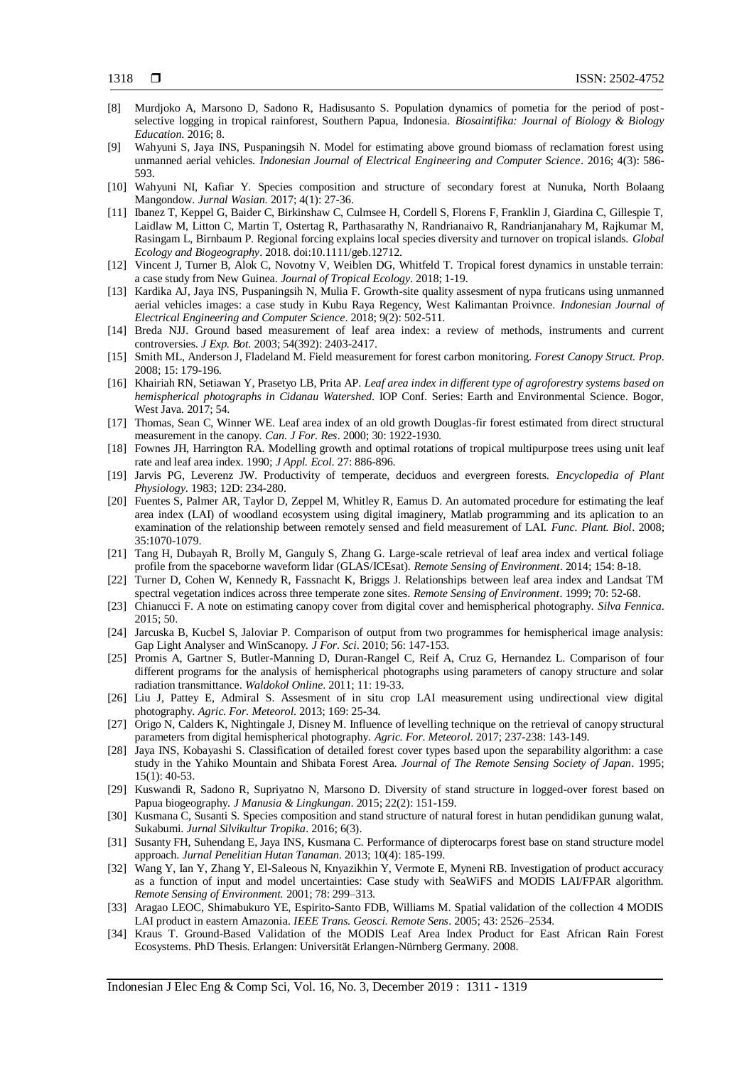[8] Murdjoko A, Marsono D, Sadono R, Hadisusanto S. Population dynamics of pometia for the period of post-selective logging in tropical rainforest, Southern Papua, Indonesia. *Biosaintifika: Journal of Biology & Biology Education.* 2016; 8.

[9] Wahyuni S, Jaya INS, Puspaningsih N. Model for estimating above ground biomass of reclamation forest using unmanned aerial vehicles. *Indonesian Journal of Electrical Engineering and Computer Science*. 2016; 4(3): 586-593.

[10] Wahyuni NI, Kafiar Y. Species composition and structure of secondary forest at Nunuka, North Bolaang Mangondow. *Jurnal Wasian.* 2017; 4(1): 27-36.

[11] Ibanez T, Keppel G, Baider C, Birkinshaw C, Culmsee H, Cordell S, Florens F, Franklin J, Giardina C, Gillespie T, Laidlaw M, Litton C, Martin T, Ostertag R, Parthasarathy N, Randrianaivo R, Randrianjanahary M, Rajkumar M, Rasingam L, Birnbaum P. Regional forcing explains local species diversity and turnover on tropical islands. *Global Ecology and Biogeography*. 2018. doi:10.1111/geb.12712.

[12] Vincent J, Turner B, Alok C, Novotny V, Weiblen DG, Whitfeld T. Tropical forest dynamics in unstable terrain: a case study from New Guinea. *Journal of Tropical Ecology*. 2018; 1-19.

[13] Kardika AJ, Jaya INS, Puspaningsih N, Mulia F. Growth-site quality assesment of nypa fruticans using unmanned aerial vehicles images: a case study in Kubu Raya Regency, West Kalimantan Proivnce. *Indonesian Journal of Electrical Engineering and Computer Science*. 2018; 9(2): 502-511.

[14] Breda NJJ. Ground based measurement of leaf area index: a review of methods, instruments and current controversies. *J Exp. Bot.* 2003; 54(392): 2403-2417.

[15] Smith ML, Anderson J, Fladeland M. Field measurement for forest carbon monitoring. *Forest Canopy Struct. Prop*. 2008; 15: 179-196.

[16] Khairiah RN, Setiawan Y, Prasetyo LB, Prita AP. *Leaf area index in different type of agroforestry systems based on hemispherical photographs in Cidanau Watershed*. IOP Conf. Series: Earth and Environmental Science. Bogor, West Java. 2017; 54.

[17] Thomas, Sean C, Winner WE. Leaf area index of an old growth Douglas-fir forest estimated from direct structural measurement in the canopy. *Can. J For. Res*. 2000; 30: 1922-1930.

[18] Fownes JH, Harrington RA. Modelling growth and optimal rotations of tropical multipurpose trees using unit leaf rate and leaf area index. 1990; *J Appl. Ecol*. 27: 886-896.

[19] Jarvis PG, Leverenz JW. Productivity of temperate, deciduos and evergreen forests. *Encyclopedia of Plant Physiology*. 1983; 12D: 234-280.

[20] Fuentes S, Palmer AR, Taylor D, Zeppel M, Whitley R, Eamus D. An automated procedure for estimating the leaf area index (LAI) of woodland ecosystem using digital imaginery, Matlab programming and its aplication to an examination of the relationship between remotely sensed and field measurement of LAI. *Func. Plant. Biol*. 2008; 35:1070-1079.

[21] Tang H, Dubayah R, Brolly M, Ganguly S, Zhang G. Large-scale retrieval of leaf area index and vertical foliage profile from the spaceborne waveform lidar (GLAS/ICEsat). *Remote Sensing of Environment*. 2014; 154: 8-18.

[22] Turner D, Cohen W, Kennedy R, Fassnacht K, Briggs J. Relationships between leaf area index and Landsat TM spectral vegetation indices across three temperate zone sites. *Remote Sensing of Environment*. 1999; 70: 52-68.

[23] Chianucci F. A note on estimating canopy cover from digital cover and hemispherical photography. *Silva Fennica*. 2015; 50.

[24] Jarcuska B, Kucbel S, Jaloviar P. Comparison of output from two programmes for hemispherical image analysis: Gap Light Analyser and WinScanopy. *J For. Sci*. 2010; 56: 147-153.

[25] Promis A, Gartner S, Butler-Manning D, Duran-Rangel C, Reif A, Cruz G, Hernandez L. Comparison of four different programs for the analysis of hemispherical photographs using parameters of canopy structure and solar radiation transmittance. *Waldokol Online*. 2011; 11: 19-33.

[26] Liu J, Pattey E, Admiral S. Assesment of in situ crop LAI measurement using undirectional view digital photography. *Agric. For. Meteorol.* 2013; 169: 25-34.

[27] Origo N, Calders K, Nightingale J, Disney M. Influence of levelling technique on the retrieval of canopy structural parameters from digital hemispherical photography. *Agric. For. Meteorol.* 2017; 237-238: 143-149.

[28] Jaya INS, Kobayashi S. Classification of detailed forest cover types based upon the separability algorithm: a case study in the Yahiko Mountain and Shibata Forest Area. *Journal of The Remote Sensing Society of Japan*. 1995; 15(1): 40-53.

[29] Kuswandi R, Sadono R, Supriyatno N, Marsono D. Diversity of stand structure in logged-over forest based on Papua biogeography. *J Manusia & Lingkungan*. 2015; 22(2): 151-159.

[30] Kusmana C, Susanti S. Species composition and stand structure of natural forest in hutan pendidikan gunung walat, Sukabumi. *Jurnal Silvikultur Tropika*. 2016; 6(3).

[31] Susanty FH, Suhendang E, Jaya INS, Kusmana C. Performance of dipterocarps forest base on stand structure model approach. *Jurnal Penelitian Hutan Tanaman*. 2013; 10(4): 185-199.

[32] Wang Y, Ian Y, Zhang Y, El-Saleous N, Knyazikhin Y, Vermote E, Myneni RB. Investigation of product accuracy as a function of input and model uncertainties: Case study with SeaWiFS and MODIS LAI/FPAR algorithm. *Remote Sensing of Environment.* 2001; 78: 299–313.

[33] Aragao LEOC, Shimabukuro YE, Espirito-Santo FDB, Williams M. Spatial validation of the collection 4 MODIS LAI product in eastern Amazonia. *IEEE Trans. Geosci. Remote Sens*. 2005; 43: 2526–2534.

[34] Kraus T. Ground-Based Validation of the MODIS Leaf Area Index Product for East African Rain Forest Ecosystems. PhD Thesis. Erlangen: Universität Erlangen-Nürnberg Germany. 2008.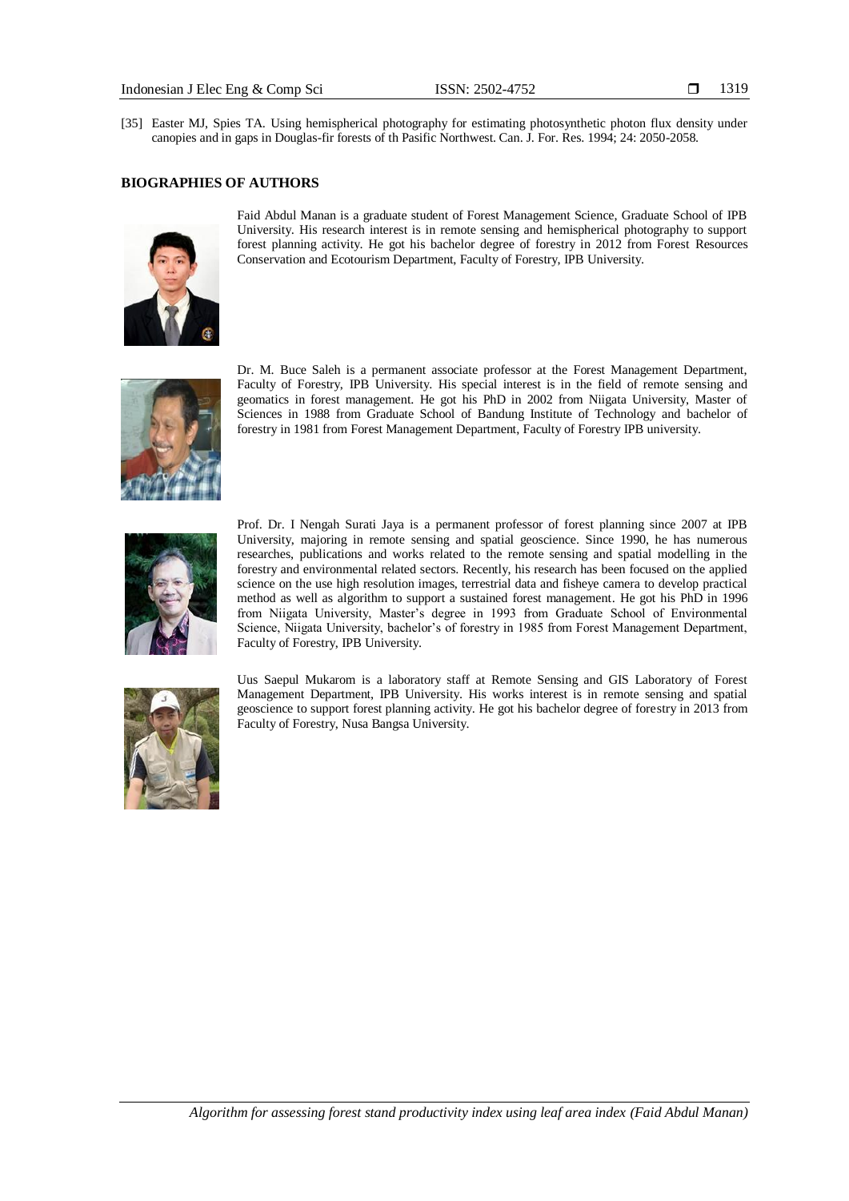[35] Easter MJ, Spies TA. Using hemispherical photography for estimating photosynthetic photon flux density under canopies and in gaps in Douglas-fir forests of th Pasific Northwest. Can. J. For. Res. 1994; 24: 2050-2058.

## BIOGRAPHIES OF AUTHORS

Faid Abdul Manan is a graduate student of Forest Management Science, Graduate School of IPB University. His research interest is in remote sensing and hemispherical photography to support forest planning activity. He got his bachelor degree of forestry in 2012 from Forest Resources Conservation and Ecotourism Department, Faculty of Forestry, IPB University.

Dr. M. Buce Saleh is a permanent associate professor at the Forest Management Department, Faculty of Forestry, IPB University. His special interest is in the field of remote sensing and geomatics in forest management. He got his PhD in 2002 from Niigata University, Master of Sciences in 1988 from Graduate School of Bandung Institute of Technology and bachelor of forestry in 1981 from Forest Management Department, Faculty of Forestry IPB university.

Prof. Dr. I Nengah Surati Jaya is a permanent professor of forest planning since 2007 at IPB University, majoring in remote sensing and spatial geoscience. Since 1990, he has numerous researches, publications and works related to the remote sensing and spatial modelling in the forestry and environmental related sectors. Recently, his research has been focused on the applied science on the use high resolution images, terrestrial data and fisheye camera to develop practical method as well as algorithm to support a sustained forest management. He got his PhD in 1996 from Niigata University, Master's degree in 1993 from Graduate School of Environmental Science, Niigata University, bachelor's of forestry in 1985 from Forest Management Department, Faculty of Forestry, IPB University.

Uus Saepul Mukarom is a laboratory staff at Remote Sensing and GIS Laboratory of Forest Management Department, IPB University. His works interest is in remote sensing and spatial geoscience to support forest planning activity. He got his bachelor degree of forestry in 2013 from Faculty of Forestry, Nusa Bangsa University.